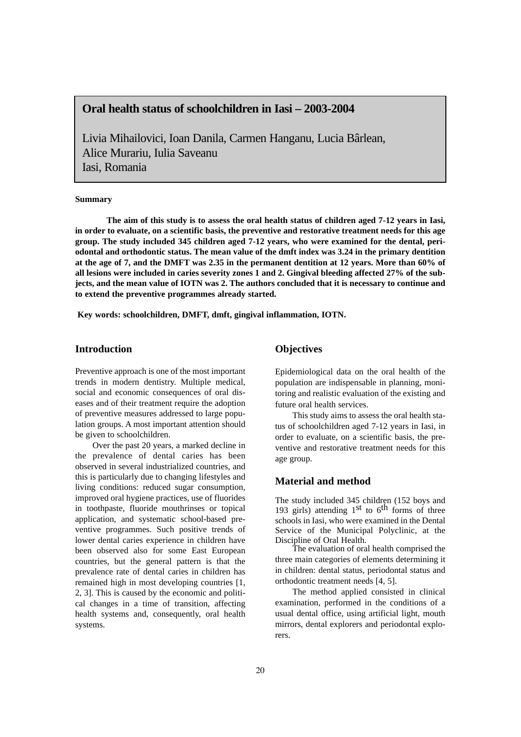# Oral health status of schoolchildren in Iasi – 2003-2004

Livia Mihailovici, Ioan Danila, Carmen Hanganu, Lucia Bârlean, Alice Murariu, Iulia Saveanu
Iasi, Romania

**Summary**

**The aim of this study is to assess the oral health status of children aged 7-12 years in Iasi, in order to evaluate, on a scientific basis, the preventive and restorative treatment needs for this age group. The study included 345 children aged 7-12 years, who were examined for the dental, periodontal and orthodontic status. The mean value of the dmft index was 3.24 in the primary dentition at the age of 7, and the DMFT was 2.35 in the permanent dentition at 12 years. More than 60% of all lesions were included in caries severity zones 1 and 2. Gingival bleeding affected 27% of the subjects, and the mean value of IOTN was 2. The authors concluded that it is necessary to continue and to extend the preventive programmes already started.**

**Key words: schoolchildren, DMFT, dmft, gingival inflammation, IOTN.**

## Introduction

Preventive approach is one of the most important trends in modern dentistry. Multiple medical, social and economic consequences of oral diseases and of their treatment require the adoption of preventive measures addressed to large population groups. A most important attention should be given to schoolchildren.

Over the past 20 years, a marked decline in the prevalence of dental caries has been observed in several industrialized countries, and this is particularly due to changing lifestyles and living conditions: reduced sugar consumption, improved oral hygiene practices, use of fluorides in toothpaste, fluoride mouthrinses or topical application, and systematic school-based preventive programmes. Such positive trends of lower dental caries experience in children have been observed also for some East European countries, but the general pattern is that the prevalence rate of dental caries in children has remained high in most developing countries [1, 2, 3]. This is caused by the economic and political changes in a time of transition, affecting health systems and, consequently, oral health systems.

## Objectives

Epidemiological data on the oral health of the population are indispensable in planning, monitoring and realistic evaluation of the existing and future oral health services.

This study aims to assess the oral health status of schoolchildren aged 7-12 years in Iasi, in order to evaluate, on a scientific basis, the preventive and restorative treatment needs for this age group.

## Material and method

The study included 345 children (152 boys and 193 girls) attending 1st to 6th forms of three schools in Iasi, who were examined in the Dental Service of the Municipal Polyclinic, at the Discipline of Oral Health.

The evaluation of oral health comprised the three main categories of elements determining it in children: dental status, periodontal status and orthodontic treatment needs [4, 5].

The method applied consisted in clinical examination, performed in the conditions of a usual dental office, using artificial light, mouth mirrors, dental explorers and periodontal explorers.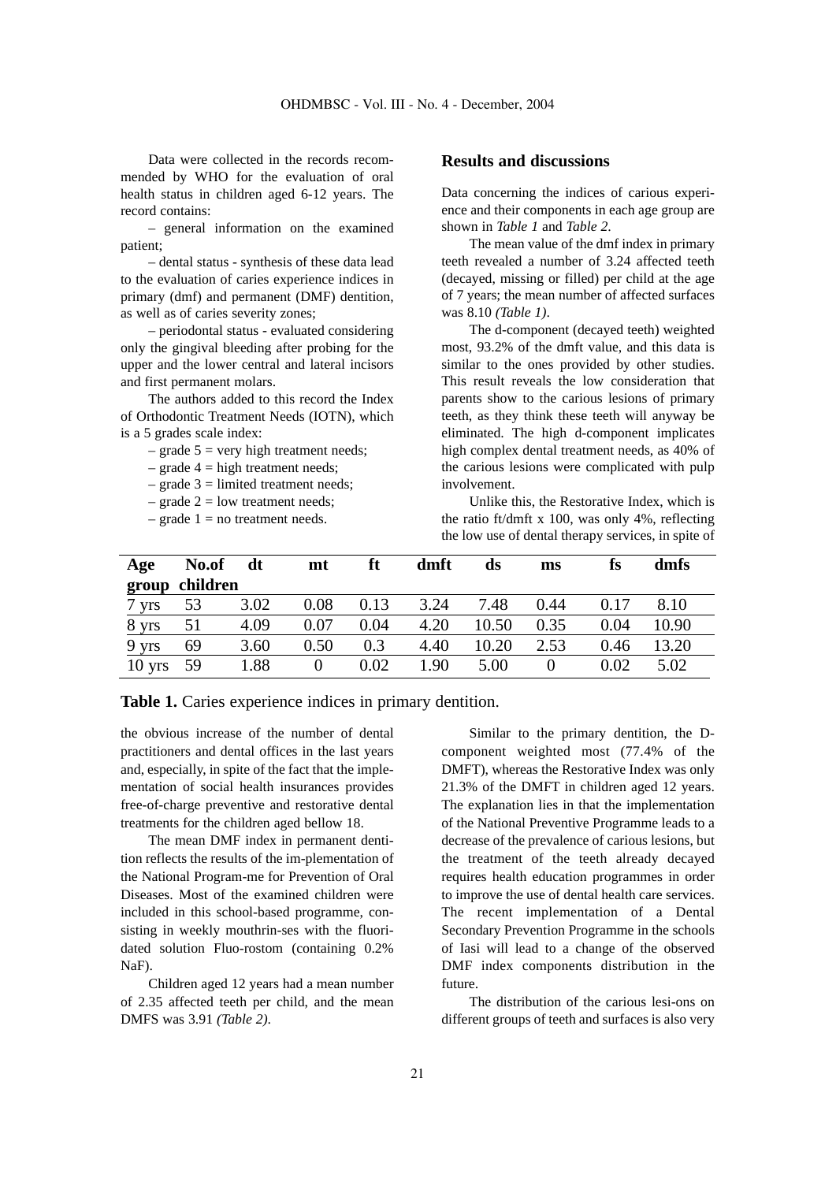Data were collected in the records recommended by WHO for the evaluation of oral health status in children aged 6-12 years. The record contains:

– general information on the examined patient;

– dental status - synthesis of these data lead to the evaluation of caries experience indices in primary (dmf) and permanent (DMF) dentition, as well as of caries severity zones;

– periodontal status - evaluated considering only the gingival bleeding after probing for the upper and the lower central and lateral incisors and first permanent molars.

The authors added to this record the Index of Orthodontic Treatment Needs (IOTN), which is a 5 grades scale index:

– grade 5 = very high treatment needs;

– grade 4 = high treatment needs;

– grade 3 = limited treatment needs;

– grade 2 = low treatment needs;

– grade 1 = no treatment needs.

## Results and discussions

Data concerning the indices of carious experience and their components in each age group are shown in *Table 1* and *Table 2*.

The mean value of the dmf index in primary teeth revealed a number of 3.24 affected teeth (decayed, missing or filled) per child at the age of 7 years; the mean number of affected surfaces was 8.10 *(Table 1)*.

The d-component (decayed teeth) weighted most, 93.2% of the dmft value, and this data is similar to the ones provided by other studies. This result reveals the low consideration that parents show to the carious lesions of primary teeth, as they think these teeth will anyway be eliminated. The high d-component implicates high complex dental treatment needs, as 40% of the carious lesions were complicated with pulp involvement.

Unlike this, the Restorative Index, which is the ratio ft/dmft x 100, was only 4%, reflecting the low use of dental therapy services, in spite of the obvious increase of the number of dental practitioners and dental offices in the last years and, especially, in spite of the fact that the implementation of social health insurances provides free-of-charge preventive and restorative dental treatments for the children aged bellow 18.

| Age group | No.of children | dt | mt | ft | dmft | ds | ms | fs | dmfs |
|---|---|---|---|---|---|---|---|---|---|
| 7 yrs | 53 | 3.02 | 0.08 | 0.13 | 3.24 | 7.48 | 0.44 | 0.17 | 8.10 |
| 8 yrs | 51 | 4.09 | 0.07 | 0.04 | 4.20 | 10.50 | 0.35 | 0.04 | 10.90 |
| 9 yrs | 69 | 3.60 | 0.50 | 0.3 | 4.40 | 10.20 | 2.53 | 0.46 | 13.20 |
| 10 yrs | 59 | 1.88 | 0 | 0.02 | 1.90 | 5.00 | 0 | 0.02 | 5.02 |

**Table 1.** Caries experience indices in primary dentition.

The mean DMF index in permanent dentition reflects the results of the im-plementation of the National Program-me for Prevention of Oral Diseases. Most of the examined children were included in this school-based programme, consisting in weekly mouthrin-ses with the fluoridated solution Fluo-rostom (containing 0.2% NaF).

Children aged 12 years had a mean number of 2.35 affected teeth per child, and the mean DMFS was 3.91 *(Table 2)*.

Similar to the primary dentition, the D-component weighted most (77.4% of the DMFT), whereas the Restorative Index was only 21.3% of the DMFT in children aged 12 years. The explanation lies in that the implementation of the National Preventive Programme leads to a decrease of the prevalence of carious lesions, but the treatment of the teeth already decayed requires health education programmes in order to improve the use of dental health care services. The recent implementation of a Dental Secondary Prevention Programme in the schools of Iasi will lead to a change of the observed DMF index components distribution in the future.

The distribution of the carious lesi-ons on different groups of teeth and surfaces is also very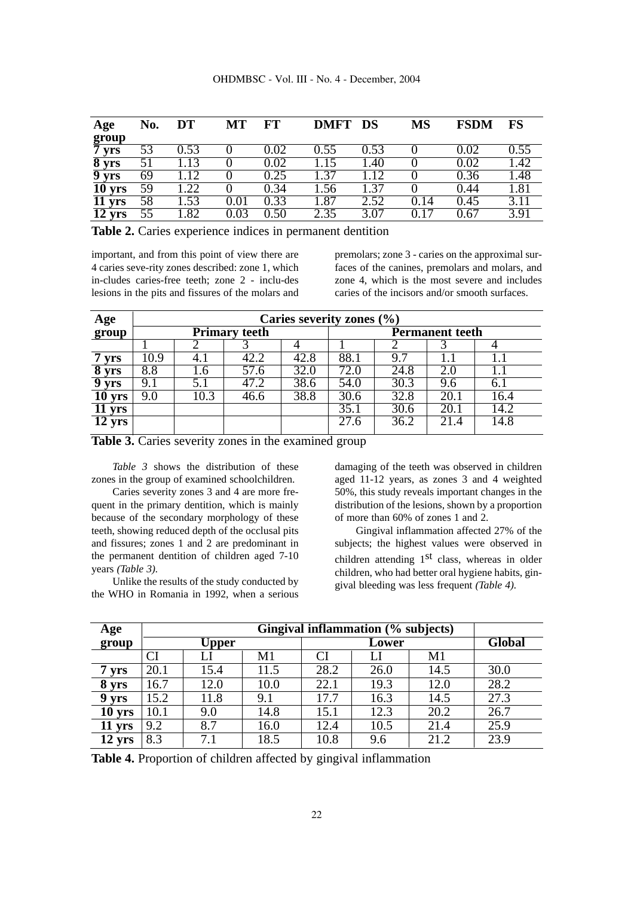| Age group | No. | DT | MT | FT | DMFT | DS | MS | FSDM | FS |
|---|---|---|---|---|---|---|---|---|---|
| 7 yrs | 53 | 0.53 | 0 | 0.02 | 0.55 | 0.53 | 0 | 0.02 | 0.55 |
| 8 yrs | 51 | 1.13 | 0 | 0.02 | 1.15 | 1.40 | 0 | 0.02 | 1.42 |
| 9 yrs | 69 | 1.12 | 0 | 0.25 | 1.37 | 1.12 | 0 | 0.36 | 1.48 |
| 10 yrs | 59 | 1.22 | 0 | 0.34 | 1.56 | 1.37 | 0 | 0.44 | 1.81 |
| 11 yrs | 58 | 1.53 | 0.01 | 0.33 | 1.87 | 2.52 | 0.14 | 0.45 | 3.11 |
| 12 yrs | 55 | 1.82 | 0.03 | 0.50 | 2.35 | 3.07 | 0.17 | 0.67 | 3.91 |

**Table 2.** Caries experience indices in permanent dentition

important, and from this point of view there are 4 caries seve-rity zones described: zone 1, which in-cludes caries-free teeth; zone 2 - inclu-des lesions in the pits and fissures of the molars and premolars; zone 3 - caries on the approximal surfaces of the canines, premolars and molars, and zone 4, which is the most severe and includes caries of the incisors and/or smooth surfaces.

| Age group | Caries severity zones (%) | | | | | | | |
|---|---|---|---|---|---|---|---|---|
| | Primary teeth | | | | Permanent teeth | | | |
| | 1 | 2 | 3 | 4 | 1 | 2 | 3 | 4 |
| 7 yrs | 10.9 | 4.1 | 42.2 | 42.8 | 88.1 | 9.7 | 1.1 | 1.1 |
| 8 yrs | 8.8 | 1.6 | 57.6 | 32.0 | 72.0 | 24.8 | 2.0 | 1.1 |
| 9 yrs | 9.1 | 5.1 | 47.2 | 38.6 | 54.0 | 30.3 | 9.6 | 6.1 |
| 10 yrs | 9.0 | 10.3 | 46.6 | 38.8 | 30.6 | 32.8 | 20.1 | 16.4 |
| 11 yrs | | | | | 35.1 | 30.6 | 20.1 | 14.2 |
| 12 yrs | | | | | 27.6 | 36.2 | 21.4 | 14.8 |

**Table 3.** Caries severity zones in the examined group

*Table 3* shows the distribution of these zones in the group of examined schoolchildren.

Caries severity zones 3 and 4 are more frequent in the primary dentition, which is mainly because of the secondary morphology of these teeth, showing reduced depth of the occlusal pits and fissures; zones 1 and 2 are predominant in the permanent dentition of children aged 7-10 years *(Table 3)*.

Unlike the results of the study conducted by the WHO in Romania in 1992, when a serious damaging of the teeth was observed in children aged 11-12 years, as zones 3 and 4 weighted 50%, this study reveals important changes in the distribution of the lesions, shown by a proportion of more than 60% of zones 1 and 2.

Gingival inflammation affected 27% of the subjects; the highest values were observed in children attending 1st class, whereas in older children, who had better oral hygiene habits, gingival bleeding was less frequent *(Table 4)*.

| Age group | Gingival inflammation (% subjects) | | | | | | |
|---|---|---|---|---|---|---|---|
| | Upper | | | Lower | | | Global |
| | CI | LI | M1 | CI | LI | M1 | |
| 7 yrs | 20.1 | 15.4 | 11.5 | 28.2 | 26.0 | 14.5 | 30.0 |
| 8 yrs | 16.7 | 12.0 | 10.0 | 22.1 | 19.3 | 12.0 | 28.2 |
| 9 yrs | 15.2 | 11.8 | 9.1 | 17.7 | 16.3 | 14.5 | 27.3 |
| 10 yrs | 10.1 | 9.0 | 14.8 | 15.1 | 12.3 | 20.2 | 26.7 |
| 11 yrs | 9.2 | 8.7 | 16.0 | 12.4 | 10.5 | 21.4 | 25.9 |
| 12 yrs | 8.3 | 7.1 | 18.5 | 10.8 | 9.6 | 21.2 | 23.9 |

**Table 4.** Proportion of children affected by gingival inflammation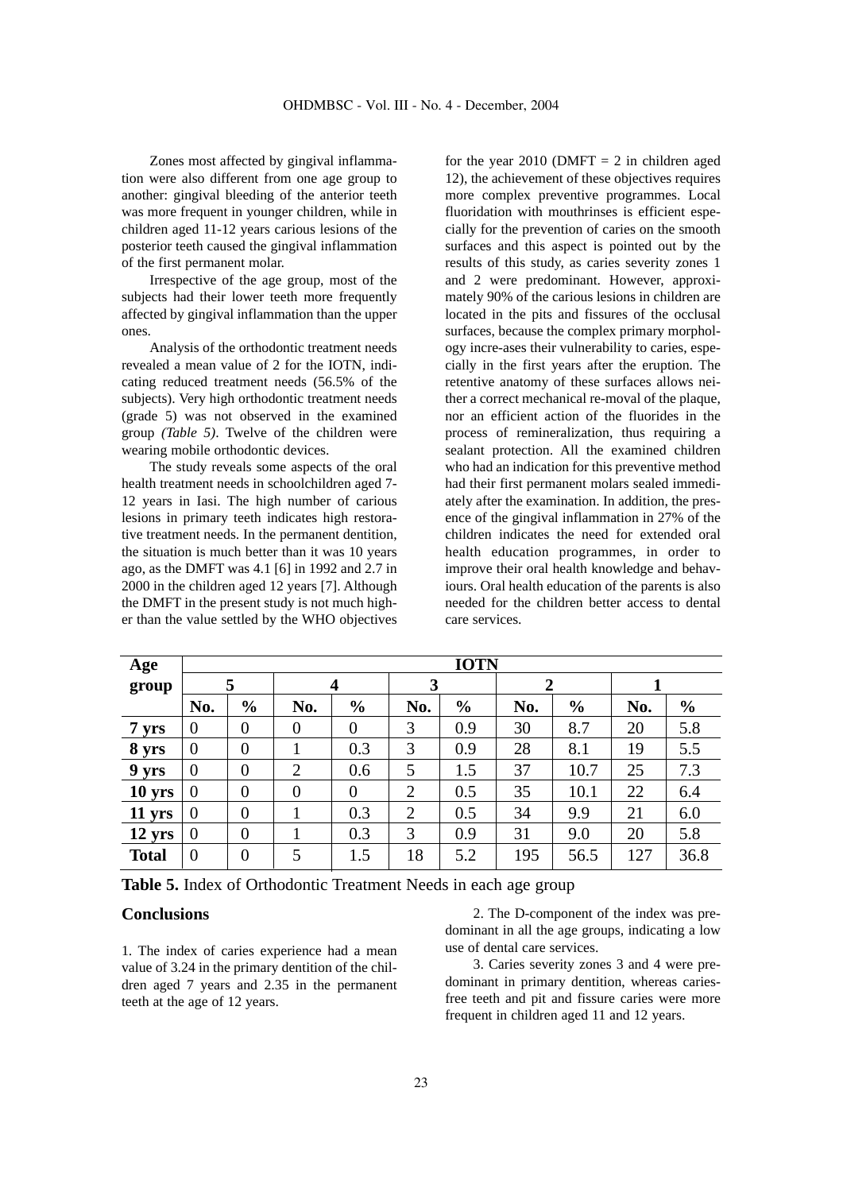Zones most affected by gingival inflammation were also different from one age group to another: gingival bleeding of the anterior teeth was more frequent in younger children, while in children aged 11-12 years carious lesions of the posterior teeth caused the gingival inflammation of the first permanent molar.

Irrespective of the age group, most of the subjects had their lower teeth more frequently affected by gingival inflammation than the upper ones.

Analysis of the orthodontic treatment needs revealed a mean value of 2 for the IOTN, indicating reduced treatment needs (56.5% of the subjects). Very high orthodontic treatment needs (grade 5) was not observed in the examined group *(Table 5)*. Twelve of the children were wearing mobile orthodontic devices.

The study reveals some aspects of the oral health treatment needs in schoolchildren aged 7-12 years in Iasi. The high number of carious lesions in primary teeth indicates high restorative treatment needs. In the permanent dentition, the situation is much better than it was 10 years ago, as the DMFT was 4.1 [6] in 1992 and 2.7 in 2000 in the children aged 12 years [7]. Although the DMFT in the present study is not much higher than the value settled by the WHO objectives for the year 2010 (DMFT = 2 in children aged 12), the achievement of these objectives requires more complex preventive programmes. Local fluoridation with mouthrinses is efficient especially for the prevention of caries on the smooth surfaces and this aspect is pointed out by the results of this study, as caries severity zones 1 and 2 were predominant. However, approximately 90% of the carious lesions in children are located in the pits and fissures of the occlusal surfaces, because the complex primary morphology incre-ases their vulnerability to caries, especially in the first years after the eruption. The retentive anatomy of these surfaces allows neither a correct mechanical re-moval of the plaque, nor an efficient action of the fluorides in the process of remineralization, thus requiring a sealant protection. All the examined children who had an indication for this preventive method had their first permanent molars sealed immediately after the examination. In addition, the presence of the gingival inflammation in 27% of the children indicates the need for extended oral health education programmes, in order to improve their oral health knowledge and behaviours. Oral health education of the parents is also needed for the children better access to dental care services.

| Age group | IOTN | | | | | | | | | |
|---|---|---|---|---|---|---|---|---|---|---|
| | 5 | | 4 | | 3 | | 2 | | 1 | |
| | No. | % | No. | % | No. | % | No. | % | No. | % |
| **7 yrs** | 0 | 0 | 0 | 0 | 3 | 0.9 | 30 | 8.7 | 20 | 5.8 |
| **8 yrs** | 0 | 0 | 1 | 0.3 | 3 | 0.9 | 28 | 8.1 | 19 | 5.5 |
| **9 yrs** | 0 | 0 | 2 | 0.6 | 5 | 1.5 | 37 | 10.7 | 25 | 7.3 |
| **10 yrs** | 0 | 0 | 0 | 0 | 2 | 0.5 | 35 | 10.1 | 22 | 6.4 |
| **11 yrs** | 0 | 0 | 1 | 0.3 | 2 | 0.5 | 34 | 9.9 | 21 | 6.0 |
| **12 yrs** | 0 | 0 | 1 | 0.3 | 3 | 0.9 | 31 | 9.0 | 20 | 5.8 |
| **Total** | 0 | 0 | 5 | 1.5 | 18 | 5.2 | 195 | 56.5 | 127 | 36.8 |

**Table 5.** Index of Orthodontic Treatment Needs in each age group

## Conclusions

1. The index of caries experience had a mean value of 3.24 in the primary dentition of the children aged 7 years and 2.35 in the permanent teeth at the age of 12 years.

2. The D-component of the index was predominant in all the age groups, indicating a low use of dental care services.

3. Caries severity zones 3 and 4 were predominant in primary dentition, whereas caries-free teeth and pit and fissure caries were more frequent in children aged 11 and 12 years.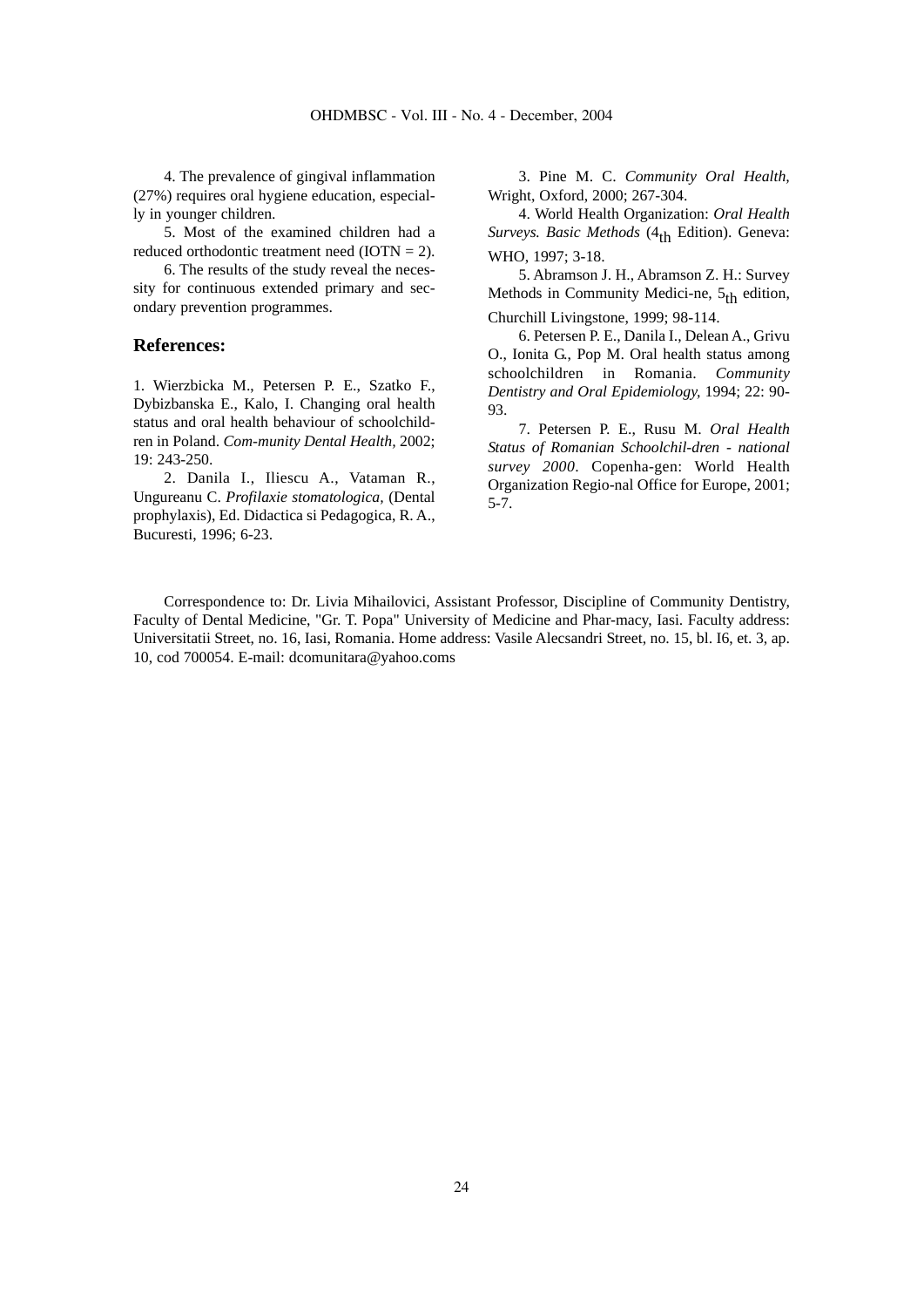4. The prevalence of gingival inflammation (27%) requires oral hygiene education, especially in younger children.

5. Most of the examined children had a reduced orthodontic treatment need (IOTN = 2).

6. The results of the study reveal the necessity for continuous extended primary and secondary prevention programmes.

## References:

1. Wierzbicka M., Petersen P. E., Szatko F., Dybizbanska E., Kalo, I. Changing oral health status and oral health behaviour of schoolchildren in Poland. *Com-munity Dental Health,* 2002; 19: 243-250.

2. Danila I., Iliescu A., Vataman R., Ungureanu C. *Profilaxie stomatologica,* (Dental prophylaxis), Ed. Didactica si Pedagogica, R. A., Bucuresti, 1996; 6-23.

3. Pine M. C. *Community Oral Health,* Wright, Oxford, 2000; 267-304.

4. World Health Organization: *Oral Health Surveys. Basic Methods* ($4_{th}$ Edition). Geneva: WHO, 1997; 3-18.

5. Abramson J. H., Abramson Z. H.: Survey Methods in Community Medici-ne, $5_{th}$ edition, Churchill Livingstone, 1999; 98-114.

6. Petersen P. E., Danila I., Delean A., Grivu O., Ionita G., Pop M. Oral health status among schoolchildren in Romania. *Community Dentistry and Oral Epidemiology,* 1994; 22: 90-93.

7. Petersen P. E., Rusu M. *Oral Health Status of Romanian Schoolchil-dren - national survey 2000*. Copenha-gen: World Health Organization Regio-nal Office for Europe, 2001; 5-7.

Correspondence to: Dr. Livia Mihailovici, Assistant Professor, Discipline of Community Dentistry, Faculty of Dental Medicine, "Gr. T. Popa" University of Medicine and Phar-macy, Iasi. Faculty address: Universitatii Street, no. 16, Iasi, Romania. Home address: Vasile Alecsandri Street, no. 15, bl. I6, et. 3, ap. 10, cod 700054. E-mail: dcomunitara@yahoo.coms